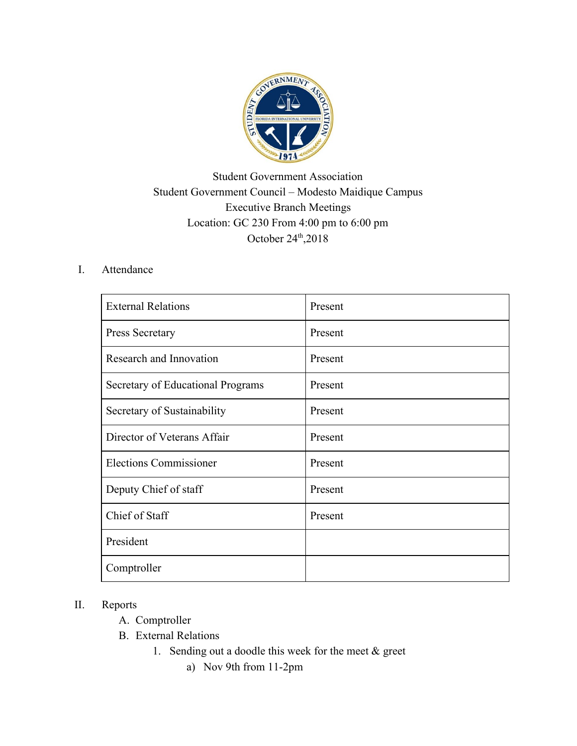Student Government Association
Student Government Council – Modesto Maidique Campus
Executive Branch Meetings
Location: GC 230 From 4:00 pm to 6:00 pm
October 24th,2018

I. Attendance

| External Relations | Present |
|---|---|
| Press Secretary | Present |
| Research and Innovation | Present |
| Secretary of Educational Programs | Present |
| Secretary of Sustainability | Present |
| Director of Veterans Affair | Present |
| Elections Commissioner | Present |
| Deputy Chief of staff | Present |
| Chief of Staff | Present |
| President | |
| Comptroller | |

II. Reports

A. Comptroller

B. External Relations

1. Sending out a doodle this week for the meet & greet

a) Nov 9th from 11-2pm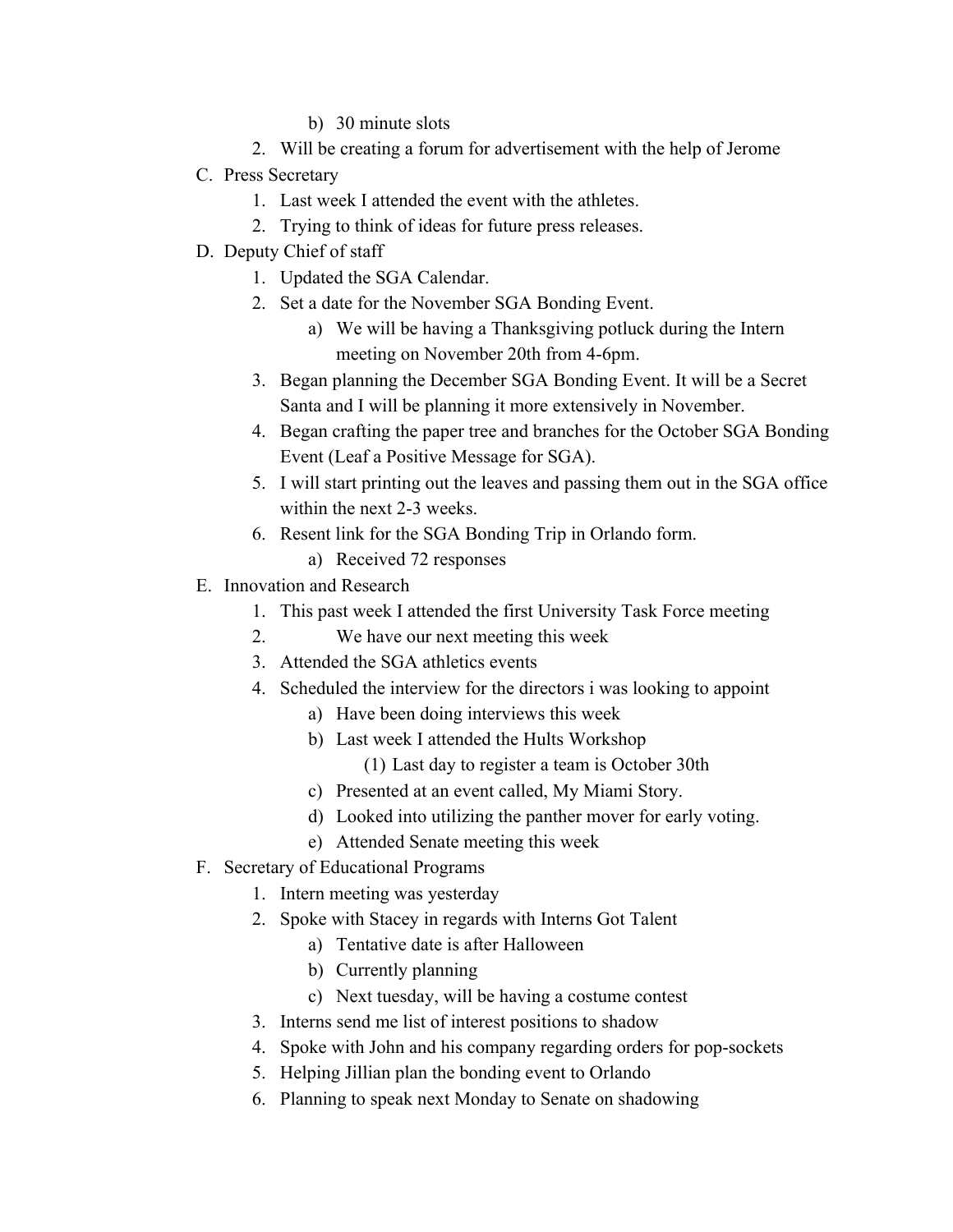b) 30 minute slots
    2. Will be creating a forum for advertisement with the help of Jerome

C. Press Secretary
    1. Last week I attended the event with the athletes.
    2. Trying to think of ideas for future press releases.

D. Deputy Chief of staff
    1. Updated the SGA Calendar.
    2. Set a date for the November SGA Bonding Event.
        a) We will be having a Thanksgiving potluck during the Intern meeting on November 20th from 4-6pm.
    3. Began planning the December SGA Bonding Event. It will be a Secret Santa and I will be planning it more extensively in November.
    4. Began crafting the paper tree and branches for the October SGA Bonding Event (Leaf a Positive Message for SGA).
    5. I will start printing out the leaves and passing them out in the SGA office within the next 2-3 weeks.
    6. Resent link for the SGA Bonding Trip in Orlando form.
        a) Received 72 responses

E. Innovation and Research
    1. This past week I attended the first University Task Force meeting
    2. We have our next meeting this week
    3. Attended the SGA athletics events
    4. Scheduled the interview for the directors i was looking to appoint
        a) Have been doing interviews this week
        b) Last week I attended the Hults Workshop
            (1) Last day to register a team is October 30th
        c) Presented at an event called, My Miami Story.
        d) Looked into utilizing the panther mover for early voting.
        e) Attended Senate meeting this week

F. Secretary of Educational Programs
    1. Intern meeting was yesterday
    2. Spoke with Stacey in regards with Interns Got Talent
        a) Tentative date is after Halloween
        b) Currently planning
        c) Next tuesday, will be having a costume contest
    3. Interns send me list of interest positions to shadow
    4. Spoke with John and his company regarding orders for pop-sockets
    5. Helping Jillian plan the bonding event to Orlando
    6. Planning to speak next Monday to Senate on shadowing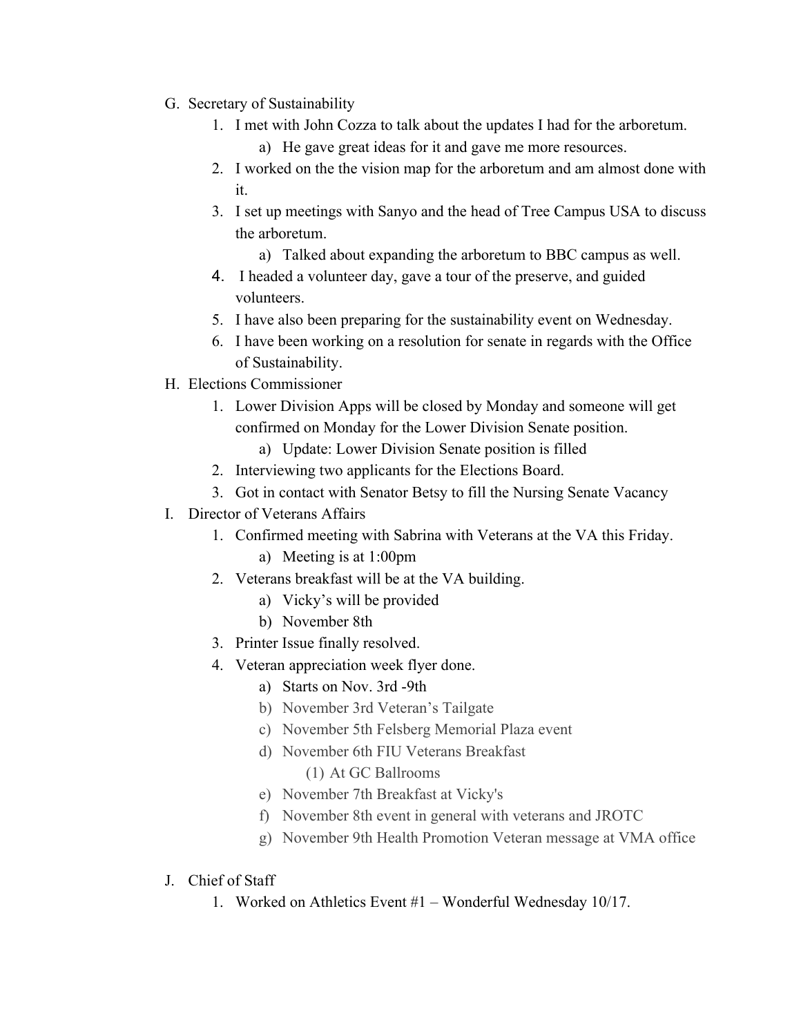G. Secretary of Sustainability
    1. I met with John Cozza to talk about the updates I had for the arboretum.
        a) He gave great ideas for it and gave me more resources.
    2. I worked on the the vision map for the arboretum and am almost done with it.
    3. I set up meetings with Sanyo and the head of Tree Campus USA to discuss the arboretum.
        a) Talked about expanding the arboretum to BBC campus as well.
    4. I headed a volunteer day, gave a tour of the preserve, and guided volunteers.
    5. I have also been preparing for the sustainability event on Wednesday.
    6. I have been working on a resolution for senate in regards with the Office of Sustainability.

H. Elections Commissioner
    1. Lower Division Apps will be closed by Monday and someone will get confirmed on Monday for the Lower Division Senate position.
        a) Update: Lower Division Senate position is filled
    2. Interviewing two applicants for the Elections Board.
    3. Got in contact with Senator Betsy to fill the Nursing Senate Vacancy

I. Director of Veterans Affairs
    1. Confirmed meeting with Sabrina with Veterans at the VA this Friday.
        a) Meeting is at 1:00pm
    2. Veterans breakfast will be at the VA building.
        a) Vicky's will be provided
        b) November 8th
    3. Printer Issue finally resolved.
    4. Veteran appreciation week flyer done.
        a) Starts on Nov. 3rd -9th
        b) November 3rd Veteran's Tailgate
        c) November 5th Felsberg Memorial Plaza event
        d) November 6th FIU Veterans Breakfast
            (1) At GC Ballrooms
        e) November 7th Breakfast at Vicky's
        f) November 8th event in general with veterans and JROTC
        g) November 9th Health Promotion Veteran message at VMA office

J. Chief of Staff
    1. Worked on Athletics Event #1 – Wonderful Wednesday 10/17.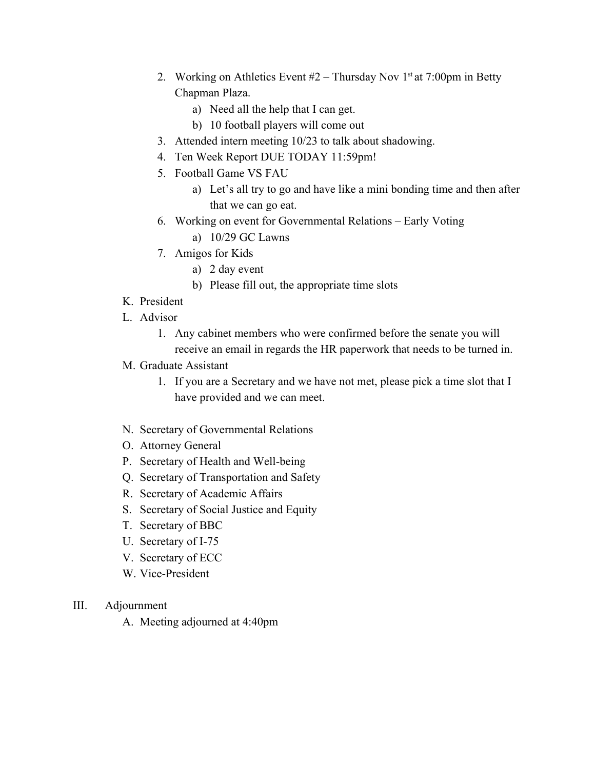2. Working on Athletics Event #2 – Thursday Nov 1st at 7:00pm in Betty Chapman Plaza.
    a) Need all the help that I can get.
    b) 10 football players will come out
3. Attended intern meeting 10/23 to talk about shadowing.
4. Ten Week Report DUE TODAY 11:59pm!
5. Football Game VS FAU
    a) Let's all try to go and have like a mini bonding time and then after that we can go eat.
6. Working on event for Governmental Relations – Early Voting
    a) 10/29 GC Lawns
7. Amigos for Kids
    a) 2 day event
    b) Please fill out, the appropriate time slots

K. President

L. Advisor
1. Any cabinet members who were confirmed before the senate you will receive an email in regards the HR paperwork that needs to be turned in.

M. Graduate Assistant
1. If you are a Secretary and we have not met, please pick a time slot that I have provided and we can meet.

N. Secretary of Governmental Relations

O. Attorney General

P. Secretary of Health and Well-being

Q. Secretary of Transportation and Safety

R. Secretary of Academic Affairs

S. Secretary of Social Justice and Equity

T. Secretary of BBC

U. Secretary of I-75

V. Secretary of ECC

W. Vice-President

III. Adjournment

A. Meeting adjourned at 4:40pm